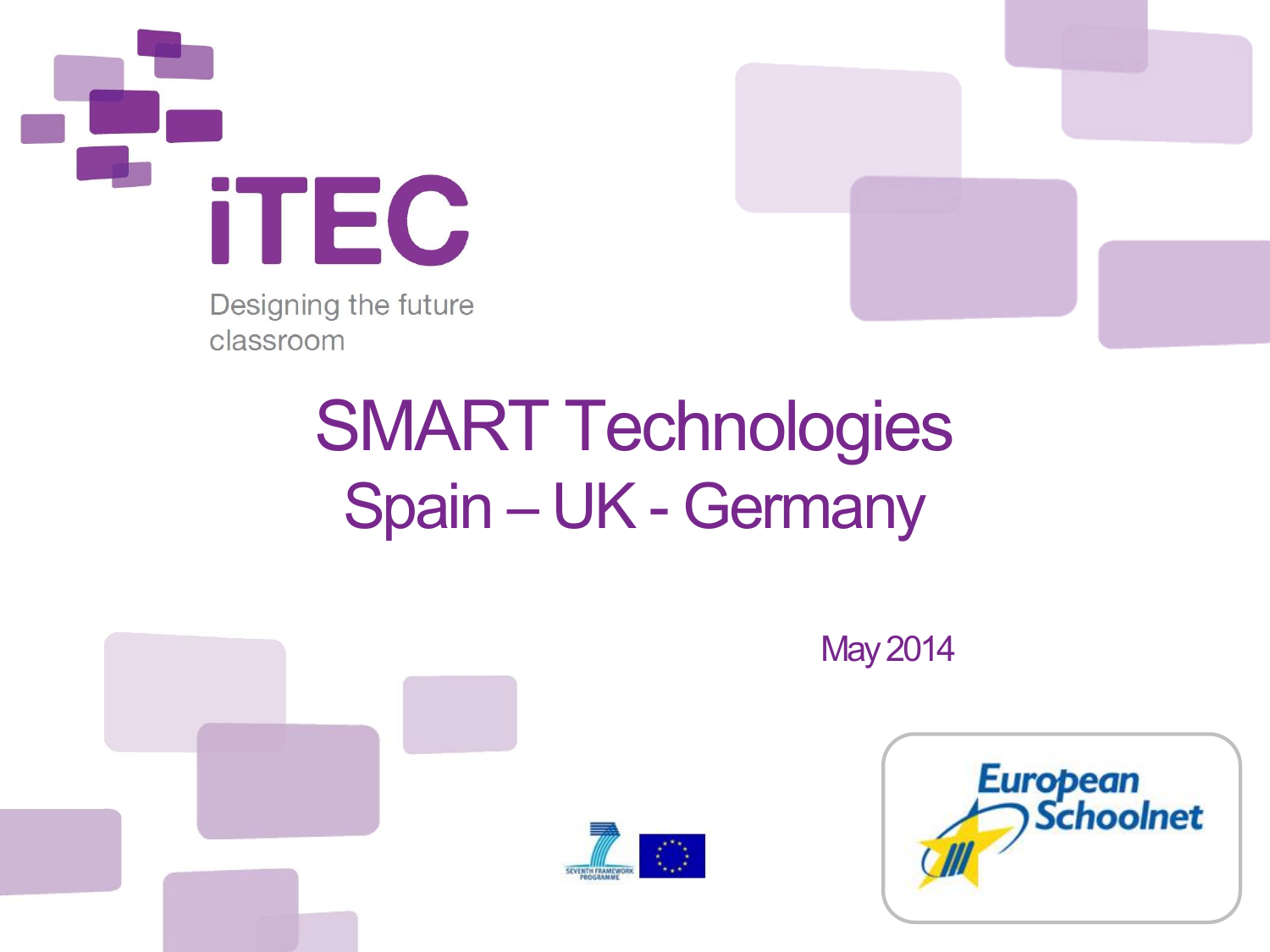iTEC

Designing the future classroom

# SMART Technologies

## Spain – UK - Germany

May 2014

European Schoolnet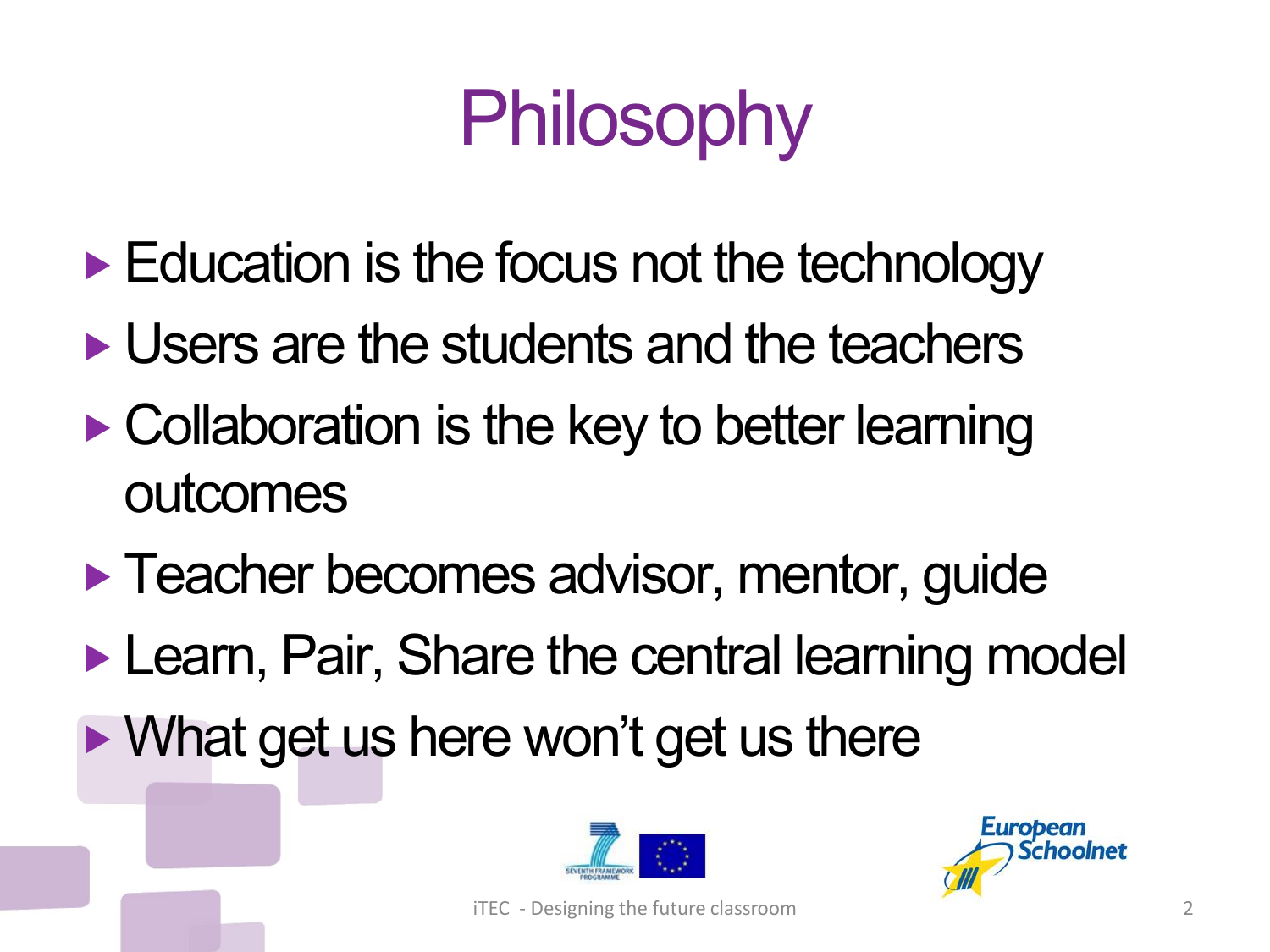# Philosophy

- Education is the focus not the technology
- Users are the students and the teachers
- Collaboration is the key to better learning outcomes
- Teacher becomes advisor, mentor, guide
- Learn, Pair, Share the central learning model
- What get us here won't get us there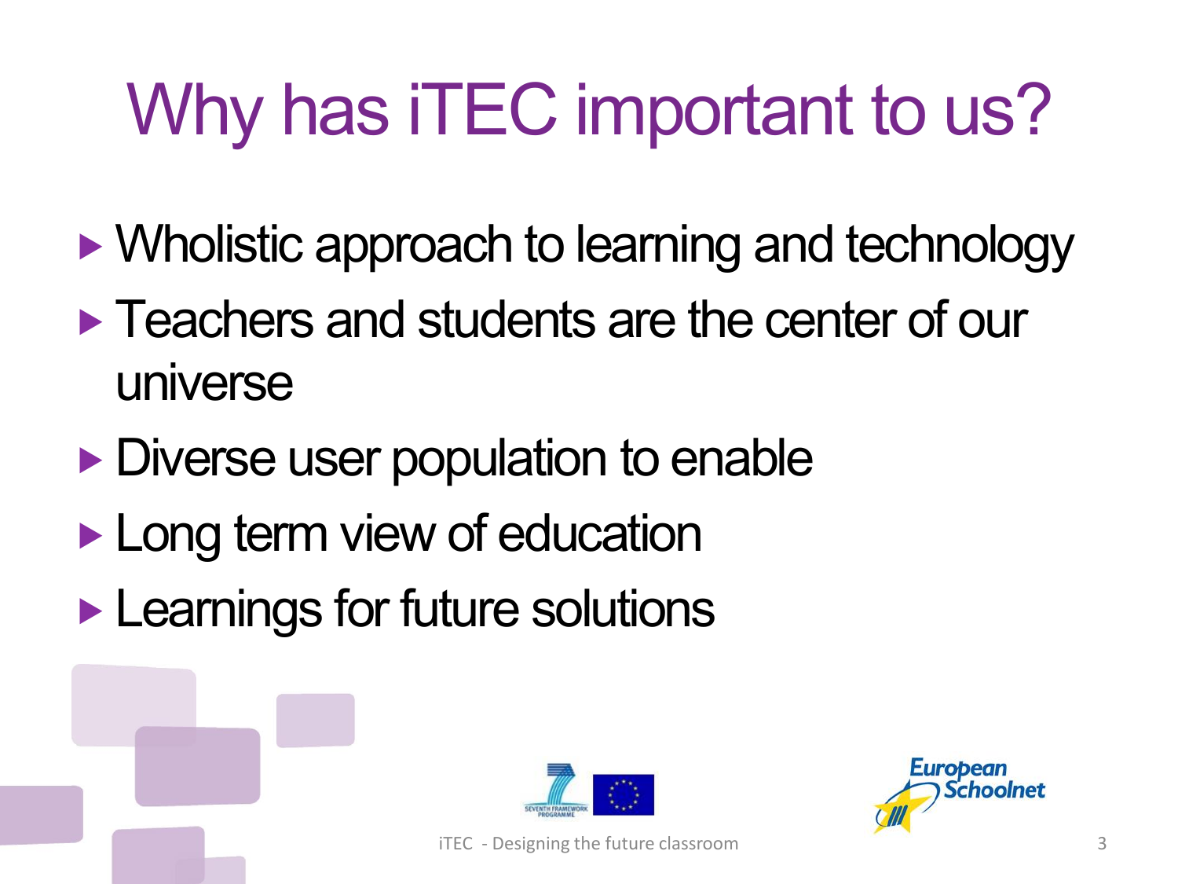# Why has iTEC important to us?

- Wholistic approach to learning and technology
- Teachers and students are the center of our universe
- Diverse user population to enable
- Long term view of education
- Learnings for future solutions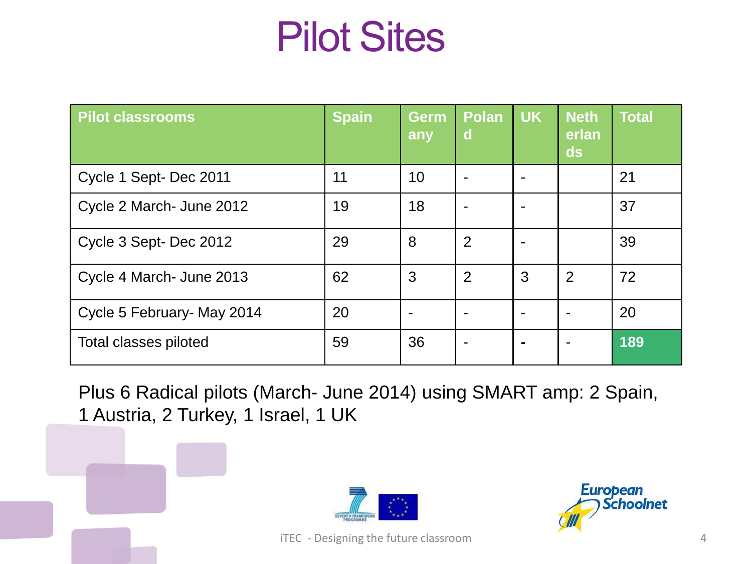# Pilot Sites

| Pilot classrooms | Spain | Germany | Poland | UK | Netherlands | Total |
|---|---|---|---|---|---|---|
| Cycle 1 Sept- Dec 2011 | 11 | 10 | - | - | | 21 |
| Cycle 2 March- June 2012 | 19 | 18 | - | - | | 37 |
| Cycle 3 Sept- Dec 2012 | 29 | 8 | 2 | - | | 39 |
| Cycle 4 March- June 2013 | 62 | 3 | 2 | 3 | 2 | 72 |
| Cycle 5 February- May 2014 | 20 | - | - | - | - | 20 |
| Total classes piloted | 59 | 36 | - | - | - | **189** |

Plus 6 Radical pilots (March- June 2014) using SMART amp: 2 Spain, 1 Austria, 2 Turkey, 1 Israel, 1 UK

iTEC - Designing the future classroom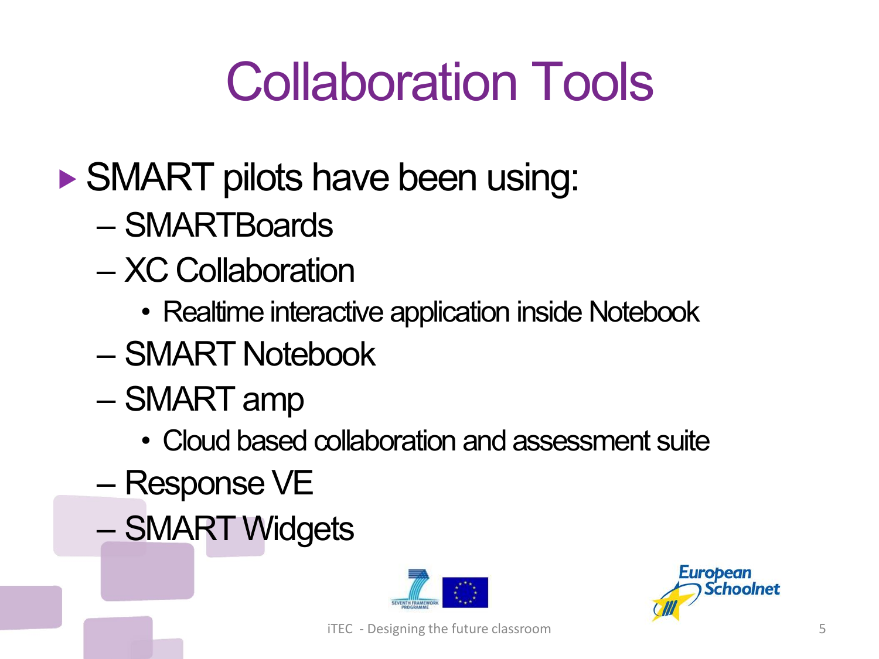# Collaboration Tools

- SMART pilots have been using:
  - SMARTBoards
  - XC Collaboration
    - Realtime interactive application inside Notebook
  - SMART Notebook
  - SMART amp
    - Cloud based collaboration and assessment suite
  - Response VE
  - SMART Widgets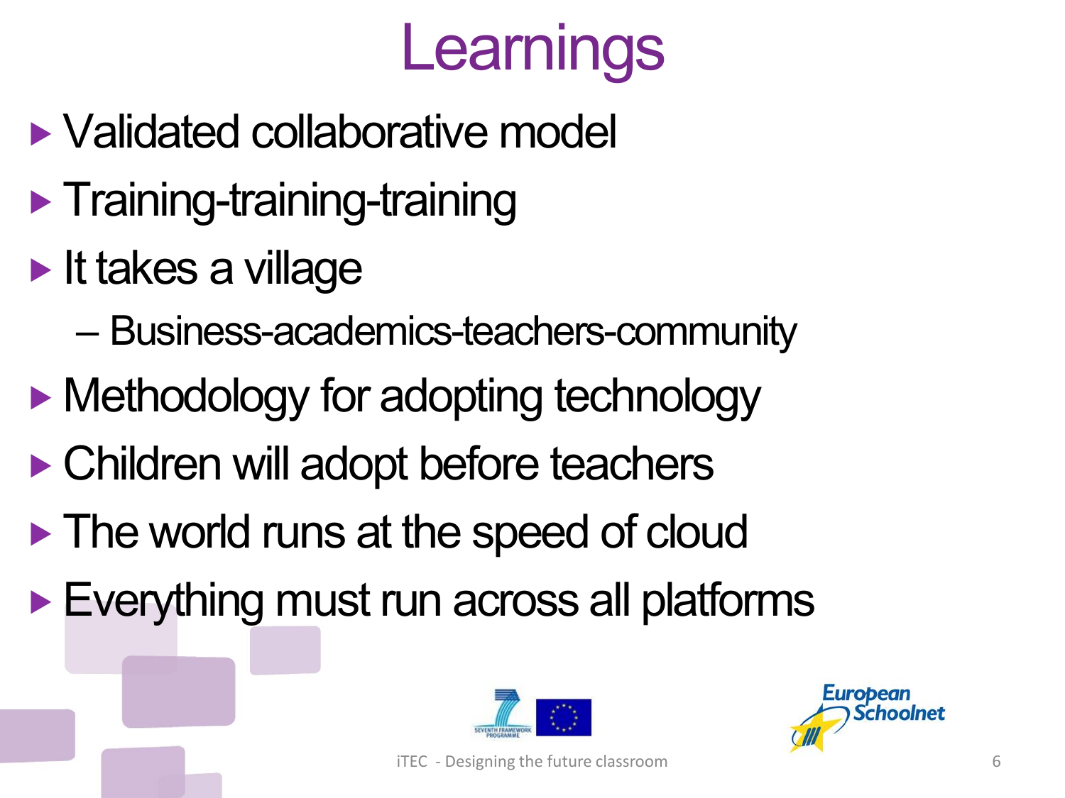# Learnings

- Validated collaborative model
- Training-training-training
- It takes a village
  - Business-academics-teachers-community
- Methodology for adopting technology
- Children will adopt before teachers
- The world runs at the speed of cloud
- Everything must run across all platforms